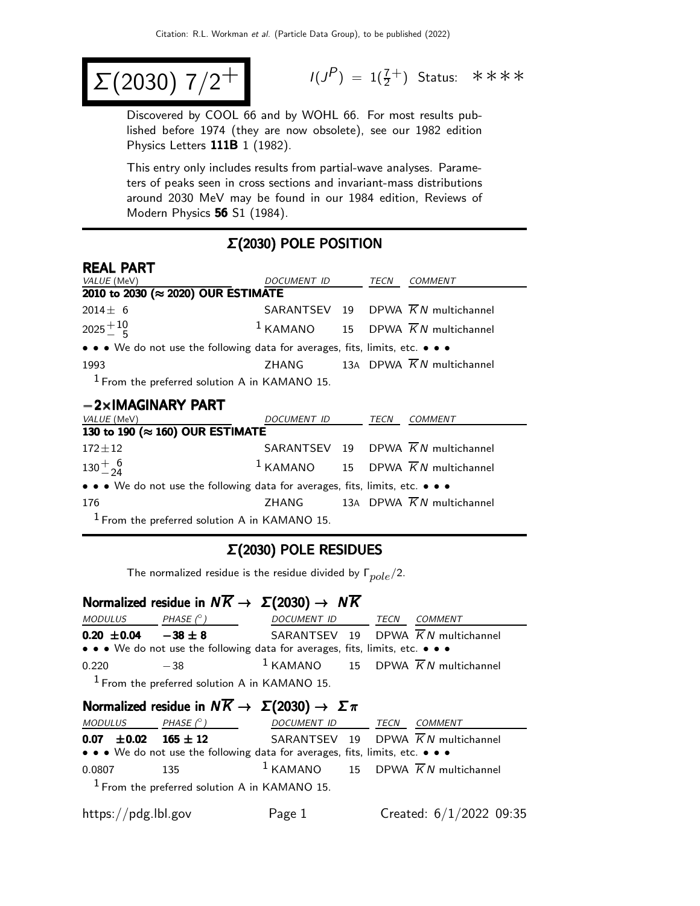# $\Sigma(2030)$ $7/2^+$

$I(J^P) = 1(\frac{7}{2}^+)$ Status: ∗∗∗∗

Discovered by COOL 66 and by WOHL 66. For most results published before 1974 (they are now obsolete), see our 1982 edition Physics Letters **111B** 1 (1982).

This entry only includes results from partial-wave analyses. Parameters of peaks seen in cross sections and invariant-mass distributions around 2030 MeV may be found in our 1984 edition, Reviews of Modern Physics **56** S1 (1984).

## $\Sigma$(2030) POLE POSITION

### REAL PART

| VALUE (MeV) | DOCUMENT ID | | TECN | COMMENT |
|---|---|---|---|---|
| **2010 to 2030 (≈ 2020) OUR ESTIMATE** | | | | |
| $2014 \pm 6$ | SARANTSEV | 19 | DPWA | $\overline{K}N$ multichannel |
| $2025^{+10}_{-5}$ | [1] KAMANO | 15 | DPWA | $\overline{K}N$ multichannel |
| • • • We do not use the following data for averages, fits, limits, etc. • • • | | | | |
| 1993 | ZHANG | 13A | DPWA | $\overline{K}N$ multichannel |

[1] From the preferred solution A in KAMANO 15.

### −2×IMAGINARY PART

| VALUE (MeV) | DOCUMENT ID | | TECN | COMMENT |
|---|---|---|---|---|
| **130 to 190 (≈ 160) OUR ESTIMATE** | | | | |
| $172 \pm 12$ | SARANTSEV | 19 | DPWA | $\overline{K}N$ multichannel |
| $130^{+6}_{-24}$ | [1] KAMANO | 15 | DPWA | $\overline{K}N$ multichannel |
| • • • We do not use the following data for averages, fits, limits, etc. • • • | | | | |
| 176 | ZHANG | 13A | DPWA | $\overline{K}N$ multichannel |

[1] From the preferred solution A in KAMANO 15.

## $\Sigma$(2030) POLE RESIDUES

The normalized residue is the residue divided by $\Gamma_{pole}/2$.

### Normalized residue in $N\overline{K} \to \Sigma(2030) \to N\overline{K}$

| MODULUS | PHASE (°) | DOCUMENT ID | | TECN | COMMENT |
|---|---|---|---|---|---|
| **0.20 ±0.04** | **−38 ± 8** | SARANTSEV | 19 | DPWA | $\overline{K}N$ multichannel |
| • • • We do not use the following data for averages, fits, limits, etc. • • • | | | | | |
| 0.220 | −38 | [1] KAMANO | 15 | DPWA | $\overline{K}N$ multichannel |

[1] From the preferred solution A in KAMANO 15.

### Normalized residue in $N\overline{K} \to \Sigma(2030) \to \Sigma\pi$

| MODULUS | PHASE (°) | DOCUMENT ID | | TECN | COMMENT |
|---|---|---|---|---|---|
| **0.07 ±0.02** | **165 ± 12** | SARANTSEV | 19 | DPWA | $\overline{K}N$ multichannel |
| • • • We do not use the following data for averages, fits, limits, etc. • • • | | | | | |
| 0.0807 | 135 | [1] KAMANO | 15 | DPWA | $\overline{K}N$ multichannel |

[1] From the preferred solution A in KAMANO 15.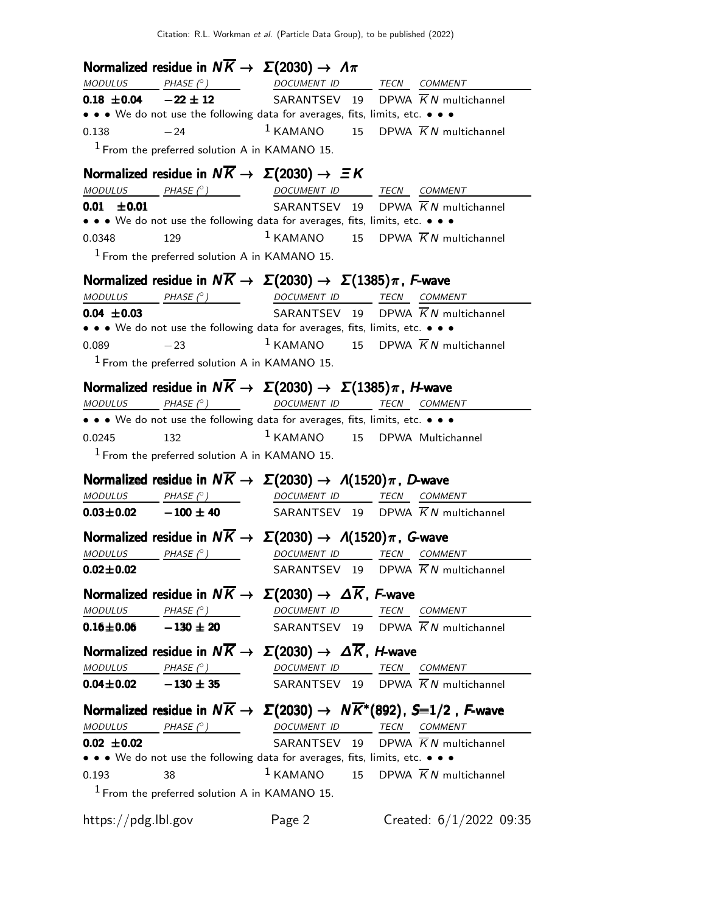### Normalized residue in $N\overline{K} \rightarrow \Sigma(2030) \rightarrow \Lambda\pi$

| MODULUS | PHASE (°) | DOCUMENT ID | | TECN | COMMENT |
|---|---|---|---|---|---|
| **0.18 ±0.04** | **−22 ± 12** | SARANTSEV | 19 | DPWA | $\overline{K}N$ multichannel |
| • • • We do not use the following data for averages, fits, limits, etc. • • • | | | | | |
| 0.138 | −24 | [1] KAMANO | 15 | DPWA | $\overline{K}N$ multichannel |

[1] From the preferred solution A in KAMANO 15.

### Normalized residue in $N\overline{K} \rightarrow \Sigma(2030) \rightarrow \Xi K$

| MODULUS | PHASE (°) | DOCUMENT ID | | TECN | COMMENT |
|---|---|---|---|---|---|
| **0.01 ±0.01** | | SARANTSEV | 19 | DPWA | $\overline{K}N$ multichannel |
| • • • We do not use the following data for averages, fits, limits, etc. • • • | | | | | |
| 0.0348 | 129 | [1] KAMANO | 15 | DPWA | $\overline{K}N$ multichannel |

[1] From the preferred solution A in KAMANO 15.

### Normalized residue in $N\overline{K} \rightarrow \Sigma(2030) \rightarrow \Sigma(1385)\pi$, *F*-wave

| MODULUS | PHASE (°) | DOCUMENT ID | | TECN | COMMENT |
|---|---|---|---|---|---|
| **0.04 ±0.03** | | SARANTSEV | 19 | DPWA | $\overline{K}N$ multichannel |
| • • • We do not use the following data for averages, fits, limits, etc. • • • | | | | | |
| 0.089 | −23 | [1] KAMANO | 15 | DPWA | $\overline{K}N$ multichannel |

[1] From the preferred solution A in KAMANO 15.

### Normalized residue in $N\overline{K} \rightarrow \Sigma(2030) \rightarrow \Sigma(1385)\pi$, *H*-wave

| MODULUS | PHASE (°) | DOCUMENT ID | | TECN | COMMENT |
|---|---|---|---|---|---|
| • • • We do not use the following data for averages, fits, limits, etc. • • • | | | | | |
| 0.0245 | 132 | [1] KAMANO | 15 | DPWA | Multichannel |

[1] From the preferred solution A in KAMANO 15.

### Normalized residue in $N\overline{K} \rightarrow \Sigma(2030) \rightarrow \Lambda(1520)\pi$, *D*-wave

| MODULUS | PHASE (°) | DOCUMENT ID | | TECN | COMMENT |
|---|---|---|---|---|---|
| **0.03±0.02** | **−100 ± 40** | SARANTSEV | 19 | DPWA | $\overline{K}N$ multichannel |

### Normalized residue in $N\overline{K} \rightarrow \Sigma(2030) \rightarrow \Lambda(1520)\pi$, *G*-wave

| MODULUS | PHASE (°) | DOCUMENT ID | | TECN | COMMENT |
|---|---|---|---|---|---|
| **0.02±0.02** | | SARANTSEV | 19 | DPWA | $\overline{K}N$ multichannel |

### Normalized residue in $N\overline{K} \rightarrow \Sigma(2030) \rightarrow \Delta\overline{K}$, *F*-wave

| MODULUS | PHASE (°) | DOCUMENT ID | | TECN | COMMENT |
|---|---|---|---|---|---|
| **0.16±0.06** | **−130 ± 20** | SARANTSEV | 19 | DPWA | $\overline{K}N$ multichannel |

### Normalized residue in $N\overline{K} \rightarrow \Sigma(2030) \rightarrow \Delta\overline{K}$, *H*-wave

| MODULUS | PHASE (°) | DOCUMENT ID | | TECN | COMMENT |
|---|---|---|---|---|---|
| **0.04±0.02** | **−130 ± 35** | SARANTSEV | 19 | DPWA | $\overline{K}N$ multichannel |

### Normalized residue in $N\overline{K} \rightarrow \Sigma(2030) \rightarrow N\overline{K}^*(892)$, *S*=1/2 , *F*-wave

| MODULUS | PHASE (°) | DOCUMENT ID | | TECN | COMMENT |
|---|---|---|---|---|---|
| **0.02 ±0.02** | | SARANTSEV | 19 | DPWA | $\overline{K}N$ multichannel |
| • • • We do not use the following data for averages, fits, limits, etc. • • • | | | | | |
| 0.193 | 38 | [1] KAMANO | 15 | DPWA | $\overline{K}N$ multichannel |

[1] From the preferred solution A in KAMANO 15.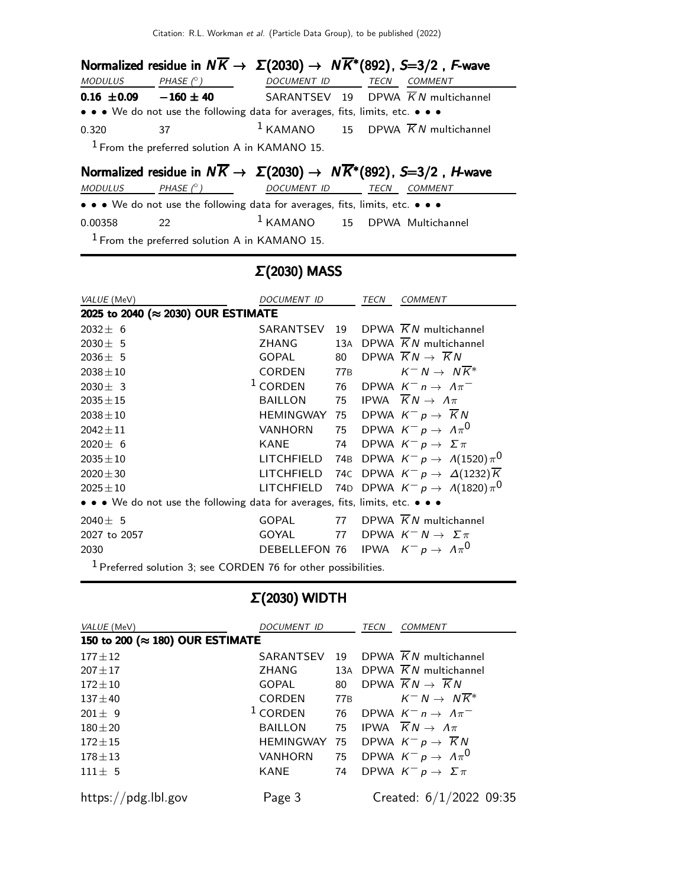### Normalized residue in $N\overline{K} \to \Sigma(2030) \to N\overline{K}^*(892)$, $S=3/2$, $F$-wave

| MODULUS | PHASE (°) | DOCUMENT ID | | TECN | COMMENT |
|---|---|---|---|---|---|
| **0.16 ±0.09** | **−160 ± 40** | SARANTSEV | 19 | DPWA | $\overline{K}N$ multichannel |
| • • • We do not use the following data for averages, fits, limits, etc. • • • | | | | | |
| 0.320 | 37 | [1] KAMANO | 15 | DPWA | $\overline{K}N$ multichannel |

[1] From the preferred solution A in KAMANO 15.

### Normalized residue in $N\overline{K} \to \Sigma(2030) \to N\overline{K}^*(892)$, $S=3/2$, $H$-wave

| MODULUS | PHASE (°) | DOCUMENT ID | | TECN | COMMENT |
|---|---|---|---|---|---|
| • • • We do not use the following data for averages, fits, limits, etc. • • • | | | | | |
| 0.00358 | 22 | [1] KAMANO | 15 | DPWA | Multichannel |

[1] From the preferred solution A in KAMANO 15.

## Σ(2030) MASS

| VALUE (MeV) | DOCUMENT ID | | TECN | COMMENT |
|---|---|---|---|---|
| **2025 to 2040 (≈ 2030) OUR ESTIMATE** | | | | |
| 2032± 6 | SARANTSEV | 19 | DPWA | $\overline{K}N$ multichannel |
| 2030± 5 | ZHANG | 13A | DPWA | $\overline{K}N$ multichannel |
| 2036± 5 | GOPAL | 80 | DPWA | $\overline{K}N \to \overline{K}N$ |
| 2038±10 | CORDEN | 77B | | $K^- N \to N\overline{K}^*$ |
| 2030± 3 | [1] CORDEN | 76 | DPWA | $K^- n \to \Lambda\pi^-$ |
| 2035±15 | BAILLON | 75 | IPWA | $\overline{K}N \to \Lambda\pi$ |
| 2038±10 | HEMINGWAY | 75 | DPWA | $K^- p \to \overline{K}N$ |
| 2042±11 | VANHORN | 75 | DPWA | $K^- p \to \Lambda\pi^0$ |
| 2020± 6 | KANE | 74 | DPWA | $K^- p \to \Sigma\pi$ |
| 2035±10 | LITCHFIELD | 74B | DPWA | $K^- p \to \Lambda(1520)\pi^0$ |
| 2020±30 | LITCHFIELD | 74C | DPWA | $K^- p \to \Delta(1232)\overline{K}$ |
| 2025±10 | LITCHFIELD | 74D | DPWA | $K^- p \to \Lambda(1820)\pi^0$ |
| • • • We do not use the following data for averages, fits, limits, etc. • • • | | | | |
| 2040± 5 | GOPAL | 77 | DPWA | $\overline{K}N$ multichannel |
| 2027 to 2057 | GOYAL | 77 | DPWA | $K^- N \to \Sigma\pi$ |
| 2030 | DEBELLEFON | 76 | IPWA | $K^- p \to \Lambda\pi^0$ |

[1] Preferred solution 3; see CORDEN 76 for other possibilities.

## Σ(2030) WIDTH

| VALUE (MeV) | DOCUMENT ID | | TECN | COMMENT |
|---|---|---|---|---|
| **150 to 200 (≈ 180) OUR ESTIMATE** | | | | |
| 177±12 | SARANTSEV | 19 | DPWA | $\overline{K}N$ multichannel |
| 207±17 | ZHANG | 13A | DPWA | $\overline{K}N$ multichannel |
| 172±10 | GOPAL | 80 | DPWA | $\overline{K}N \to \overline{K}N$ |
| 137±40 | CORDEN | 77B | | $K^- N \to N\overline{K}^*$ |
| 201± 9 | [1] CORDEN | 76 | DPWA | $K^- n \to \Lambda\pi^-$ |
| 180±20 | BAILLON | 75 | IPWA | $\overline{K}N \to \Lambda\pi$ |
| 172±15 | HEMINGWAY | 75 | DPWA | $K^- p \to \overline{K}N$ |
| 178±13 | VANHORN | 75 | DPWA | $K^- p \to \Lambda\pi^0$ |
| 111± 5 | KANE | 74 | DPWA | $K^- p \to \Sigma\pi$ |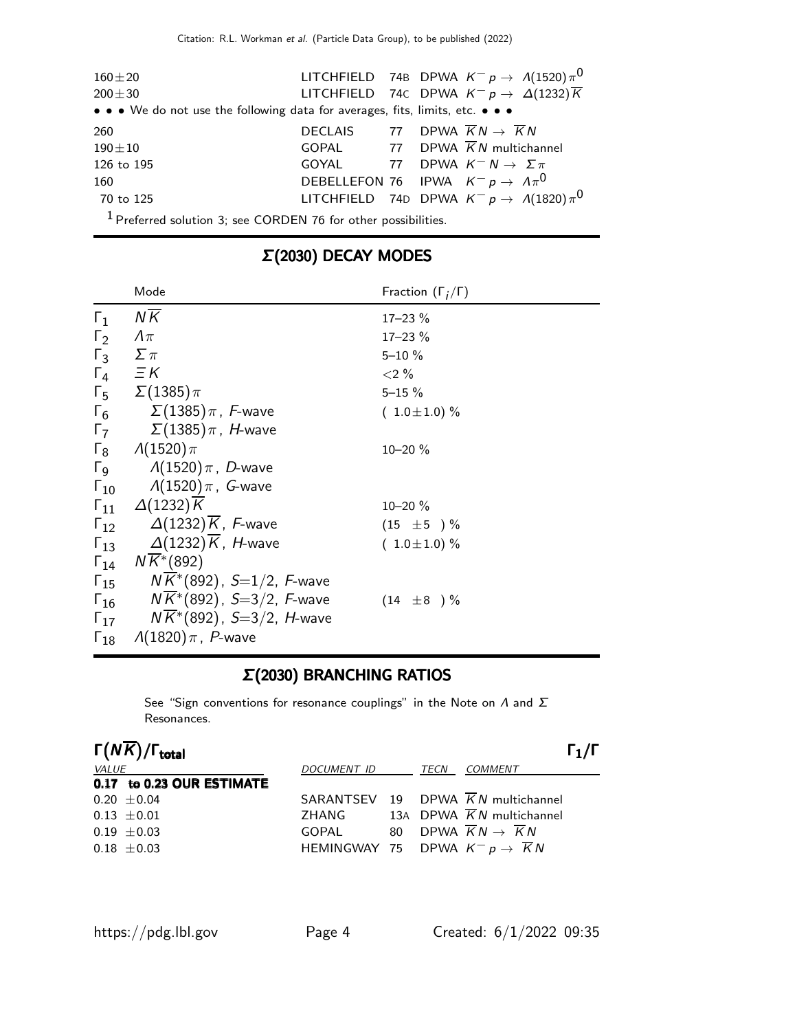| | | | | |
|---|---|---|---|---|
| $160 \pm 20$ | LITCHFIELD | 74B | DPWA | $K^- p \rightarrow \Lambda(1520)\pi^0$ |
| $200 \pm 30$ | LITCHFIELD | 74C | DPWA | $K^- p \rightarrow \Delta(1232)\overline{K}$ |

• • • We do not use the following data for averages, fits, limits, etc. • • •

| | | | | |
|---|---|---|---|---|
| 260 | DECLAIS | 77 | DPWA | $\overline{K}N \rightarrow \overline{K}N$ |
| $190 \pm 10$ | GOPAL | 77 | DPWA | $\overline{K}N$ multichannel |
| 126 to 195 | GOYAL | 77 | DPWA | $K^- N \rightarrow \Sigma\pi$ |
| 160 | DEBELLEFON | 76 | IPWA | $K^- p \rightarrow \Lambda\pi^0$ |
| 70 to 125 | LITCHFIELD | 74D | DPWA | $K^- p \rightarrow \Lambda(1820)\pi^0$ |

[1] Preferred solution 3; see CORDEN 76 for other possibilities.

## $\Sigma(2030)$ DECAY MODES

| | Mode | Fraction ($\Gamma_i/\Gamma$) |
|---|---|---|
| $\Gamma_1$ | $N\overline{K}$ | 17–23 % |
| $\Gamma_2$ | $\Lambda\pi$ | 17–23 % |
| $\Gamma_3$ | $\Sigma\pi$ | 5–10 % |
| $\Gamma_4$ | $\Xi K$ | <2 % |
| $\Gamma_5$ | $\Sigma(1385)\pi$ | 5–15 % |
| $\Gamma_6$ | $\Sigma(1385)\pi$ , F-wave | ( $1.0 \pm 1.0$) % |
| $\Gamma_7$ | $\Sigma(1385)\pi$ , H-wave | |
| $\Gamma_8$ | $\Lambda(1520)\pi$ | 10–20 % |
| $\Gamma_9$ | $\Lambda(1520)\pi$ , D-wave | |
| $\Gamma_{10}$ | $\Lambda(1520)\pi$ , G-wave | |
| $\Gamma_{11}$ | $\Delta(1232)\overline{K}$ | 10–20 % |
| $\Gamma_{12}$ | $\Delta(1232)\overline{K}$ , F-wave | ($15 \pm 5$ ) % |
| $\Gamma_{13}$ | $\Delta(1232)\overline{K}$ , H-wave | ( $1.0 \pm 1.0$) % |
| $\Gamma_{14}$ | $N\overline{K}^*(892)$ | |
| $\Gamma_{15}$ | $N\overline{K}^*(892)$ , $S=1/2$, F-wave | |
| $\Gamma_{16}$ | $N\overline{K}^*(892)$ , $S=3/2$, F-wave | ($14 \pm 8$ ) % |
| $\Gamma_{17}$ | $N\overline{K}^*(892)$ , $S=3/2$, H-wave | |
| $\Gamma_{18}$ | $\Lambda(1820)\pi$ , P-wave | |

## $\Sigma(2030)$ BRANCHING RATIOS

See "Sign conventions for resonance couplings" in the Note on $\Lambda$ and $\Sigma$ Resonances.

### $\Gamma(N\overline{K})/\Gamma_{\text{total}}$ $\Gamma_1/\Gamma$

| VALUE | DOCUMENT ID | | TECN | COMMENT |
|---|---|---|---|---|
| **0.17 to 0.23 OUR ESTIMATE** | | | | |
| $0.20 \pm 0.04$ | SARANTSEV | 19 | DPWA | $\overline{K}N$ multichannel |
| $0.13 \pm 0.01$ | ZHANG | 13A | DPWA | $\overline{K}N$ multichannel |
| $0.19 \pm 0.03$ | GOPAL | 80 | DPWA | $\overline{K}N \rightarrow \overline{K}N$ |
| $0.18 \pm 0.03$ | HEMINGWAY | 75 | DPWA | $K^- p \rightarrow \overline{K}N$ |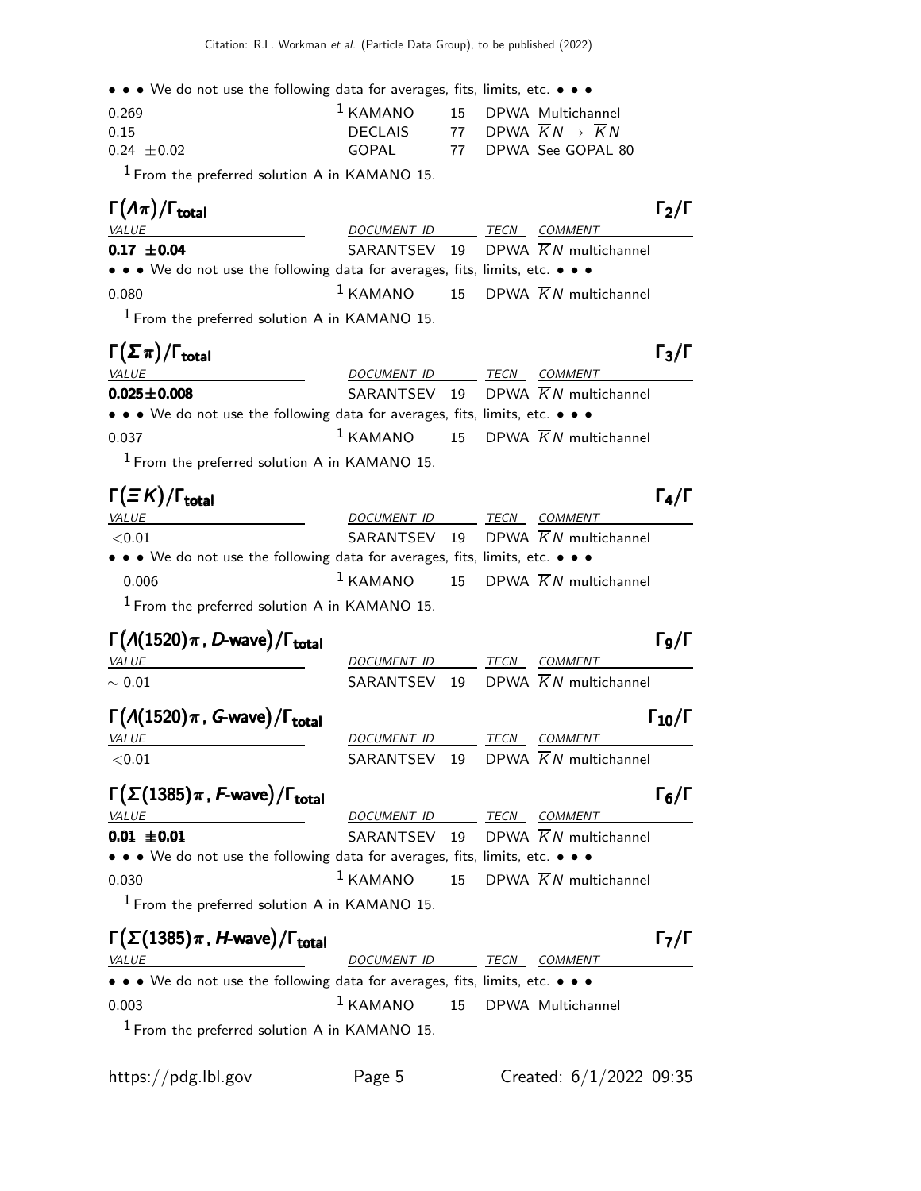• • • We do not use the following data for averages, fits, limits, etc. • • •

| | | | |
|---|---|---|---|
| 0.269 | [1] KAMANO | 15 | DPWA Multichannel |
| 0.15 | DECLAIS | 77 | DPWA $\overline{K}N \rightarrow \overline{K}N$ |
| 0.24 $\pm$0.02 | GOPAL | 77 | DPWA See GOPAL 80 |

[1] From the preferred solution A in KAMANO 15.

### $\Gamma(\Lambda\pi)/\Gamma_{\text{total}}$ $\Gamma_2/\Gamma$

| VALUE | DOCUMENT ID | | TECN | COMMENT |
|---|---|---|---|---|
| **0.17 $\pm$0.04** | SARANTSEV | 19 | DPWA | $\overline{K}N$ multichannel |
| • • • We do not use the following data for averages, fits, limits, etc. • • • | | | | |
| 0.080 | [1] KAMANO | 15 | DPWA | $\overline{K}N$ multichannel |

[1] From the preferred solution A in KAMANO 15.

### $\Gamma(\Sigma\pi)/\Gamma_{\text{total}}$ $\Gamma_3/\Gamma$

| VALUE | DOCUMENT ID | | TECN | COMMENT |
|---|---|---|---|---|
| **0.025$\pm$0.008** | SARANTSEV | 19 | DPWA | $\overline{K}N$ multichannel |
| • • • We do not use the following data for averages, fits, limits, etc. • • • | | | | |
| 0.037 | [1] KAMANO | 15 | DPWA | $\overline{K}N$ multichannel |

[1] From the preferred solution A in KAMANO 15.

### $\Gamma(\Xi K)/\Gamma_{\text{total}}$ $\Gamma_4/\Gamma$

| VALUE | DOCUMENT ID | | TECN | COMMENT |
|---|---|---|---|---|
| <0.01 | SARANTSEV | 19 | DPWA | $\overline{K}N$ multichannel |
| • • • We do not use the following data for averages, fits, limits, etc. • • • | | | | |
| 0.006 | [1] KAMANO | 15 | DPWA | $\overline{K}N$ multichannel |

[1] From the preferred solution A in KAMANO 15.

### $\Gamma(\Lambda(1520)\pi, D\text{-wave})/\Gamma_{\text{total}}$ $\Gamma_9/\Gamma$

| VALUE | DOCUMENT ID | | TECN | COMMENT |
|---|---|---|---|---|
| $\sim$ 0.01 | SARANTSEV | 19 | DPWA | $\overline{K}N$ multichannel |

### $\Gamma(\Lambda(1520)\pi, G\text{-wave})/\Gamma_{\text{total}}$ $\Gamma_{10}/\Gamma$

| VALUE | DOCUMENT ID | | TECN | COMMENT |
|---|---|---|---|---|
| <0.01 | SARANTSEV | 19 | DPWA | $\overline{K}N$ multichannel |

### $\Gamma(\Sigma(1385)\pi, F\text{-wave})/\Gamma_{\text{total}}$ $\Gamma_6/\Gamma$

| VALUE | DOCUMENT ID | | TECN | COMMENT |
|---|---|---|---|---|
| **0.01 $\pm$0.01** | SARANTSEV | 19 | DPWA | $\overline{K}N$ multichannel |
| • • • We do not use the following data for averages, fits, limits, etc. • • • | | | | |
| 0.030 | [1] KAMANO | 15 | DPWA | $\overline{K}N$ multichannel |

[1] From the preferred solution A in KAMANO 15.

### $\Gamma(\Sigma(1385)\pi, H\text{-wave})/\Gamma_{\text{total}}$ $\Gamma_7/\Gamma$

| VALUE | DOCUMENT ID | | TECN | COMMENT |
|---|---|---|---|---|
| • • • We do not use the following data for averages, fits, limits, etc. • • • | | | | |
| 0.003 | [1] KAMANO | 15 | DPWA | Multichannel |

[1] From the preferred solution A in KAMANO 15.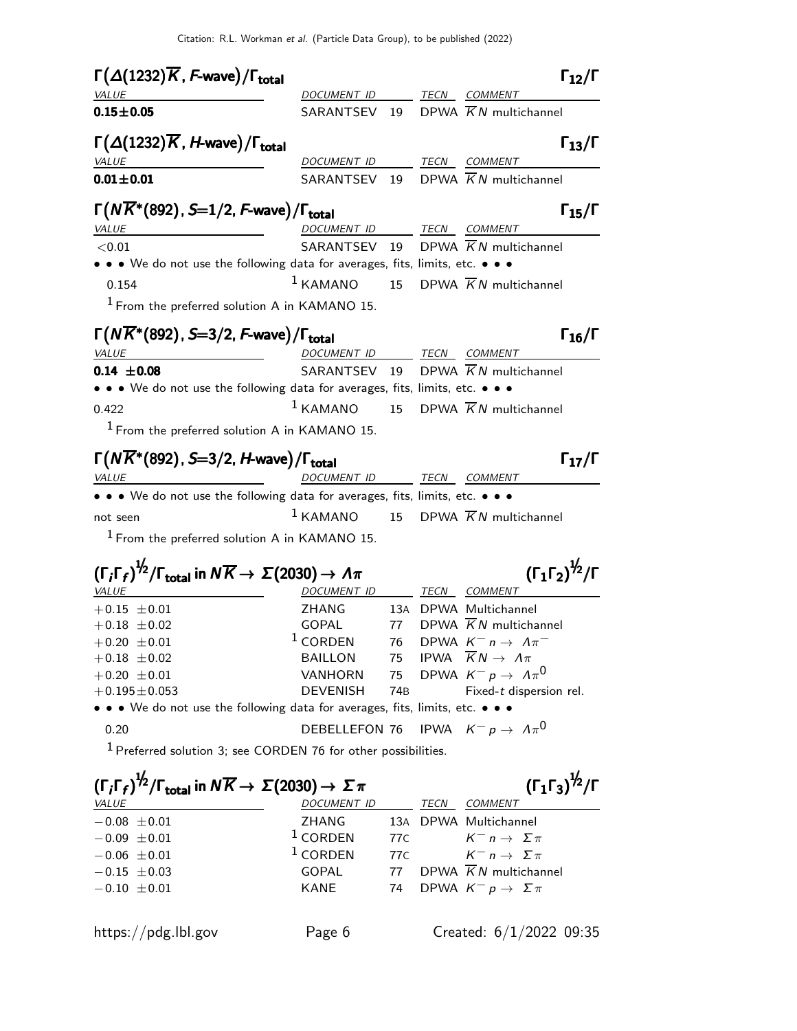### $\Gamma(\Delta(1232)\overline{K}$, $F$-wave$)/\Gamma_{\text{total}}$ — $\Gamma_{12}/\Gamma$

| VALUE | DOCUMENT ID | | TECN | COMMENT |
|---|---|---|---|---|
| **0.15±0.05** | SARANTSEV | 19 | DPWA | $\overline{K}N$ multichannel |

### $\Gamma(\Delta(1232)\overline{K}$, $H$-wave$)/\Gamma_{\text{total}}$ — $\Gamma_{13}/\Gamma$

| VALUE | DOCUMENT ID | | TECN | COMMENT |
|---|---|---|---|---|
| **0.01±0.01** | SARANTSEV | 19 | DPWA | $\overline{K}N$ multichannel |

### $\Gamma(N\overline{K}^*(892)$, $S$=1/2, $F$-wave$)/\Gamma_{\text{total}}$ — $\Gamma_{15}/\Gamma$

| VALUE | DOCUMENT ID | | TECN | COMMENT |
|---|---|---|---|---|
| <0.01 | SARANTSEV | 19 | DPWA | $\overline{K}N$ multichannel |
| • • • We do not use the following data for averages, fits, limits, etc. • • • | | | | |
| 0.154 | [1] KAMANO | 15 | DPWA | $\overline{K}N$ multichannel |

[1] From the preferred solution A in KAMANO 15.

### $\Gamma(N\overline{K}^*(892)$, $S$=3/2, $F$-wave$)/\Gamma_{\text{total}}$ — $\Gamma_{16}/\Gamma$

| VALUE | DOCUMENT ID | | TECN | COMMENT |
|---|---|---|---|---|
| **0.14 ±0.08** | SARANTSEV | 19 | DPWA | $\overline{K}N$ multichannel |
| • • • We do not use the following data for averages, fits, limits, etc. • • • | | | | |
| 0.422 | [1] KAMANO | 15 | DPWA | $\overline{K}N$ multichannel |

[1] From the preferred solution A in KAMANO 15.

### $\Gamma(N\overline{K}^*(892)$, $S$=3/2, $H$-wave$)/\Gamma_{\text{total}}$ — $\Gamma_{17}/\Gamma$

| VALUE | DOCUMENT ID | | TECN | COMMENT |
|---|---|---|---|---|
| • • • We do not use the following data for averages, fits, limits, etc. • • • | | | | |
| not seen | [1] KAMANO | 15 | DPWA | $\overline{K}N$ multichannel |

[1] From the preferred solution A in KAMANO 15.

### $(\Gamma_i\Gamma_f)^{1/2}/\Gamma_{\text{total}}$ in $N\overline{K} \to \Sigma(2030) \to \Lambda\pi$ — $(\Gamma_1\Gamma_2)^{1/2}/\Gamma$

| VALUE | DOCUMENT ID | | TECN | COMMENT |
|---|---|---|---|---|
| +0.15 ±0.01 | ZHANG | 13A | DPWA | Multichannel |
| +0.18 ±0.02 | GOPAL | 77 | DPWA | $\overline{K}N$ multichannel |
| +0.20 ±0.01 | [1] CORDEN | 76 | DPWA | $K^- n \to \Lambda\pi^-$ |
| +0.18 ±0.02 | BAILLON | 75 | IPWA | $\overline{K}N \to \Lambda\pi$ |
| +0.20 ±0.01 | VANHORN | 75 | DPWA | $K^- p \to \Lambda\pi^0$ |
| +0.195±0.053 | DEVENISH | 74B | | Fixed-$t$ dispersion rel. |
| • • • We do not use the following data for averages, fits, limits, etc. • • • | | | | |
| 0.20 | DEBELLEFON | 76 | IPWA | $K^- p \to \Lambda\pi^0$ |

[1] Preferred solution 3; see CORDEN 76 for other possibilities.

### $(\Gamma_i\Gamma_f)^{1/2}/\Gamma_{\text{total}}$ in $N\overline{K} \to \Sigma(2030) \to \Sigma\pi$ — $(\Gamma_1\Gamma_3)^{1/2}/\Gamma$

| VALUE | DOCUMENT ID | | TECN | COMMENT |
|---|---|---|---|---|
| −0.08 ±0.01 | ZHANG | 13A | DPWA | Multichannel |
| −0.09 ±0.01 | [1] CORDEN | 77C | | $K^- n \to \Sigma\pi$ |
| −0.06 ±0.01 | [1] CORDEN | 77C | | $K^- n \to \Sigma\pi$ |
| −0.15 ±0.03 | GOPAL | 77 | DPWA | $\overline{K}N$ multichannel |
| −0.10 ±0.01 | KANE | 74 | DPWA | $K^- p \to \Sigma\pi$ |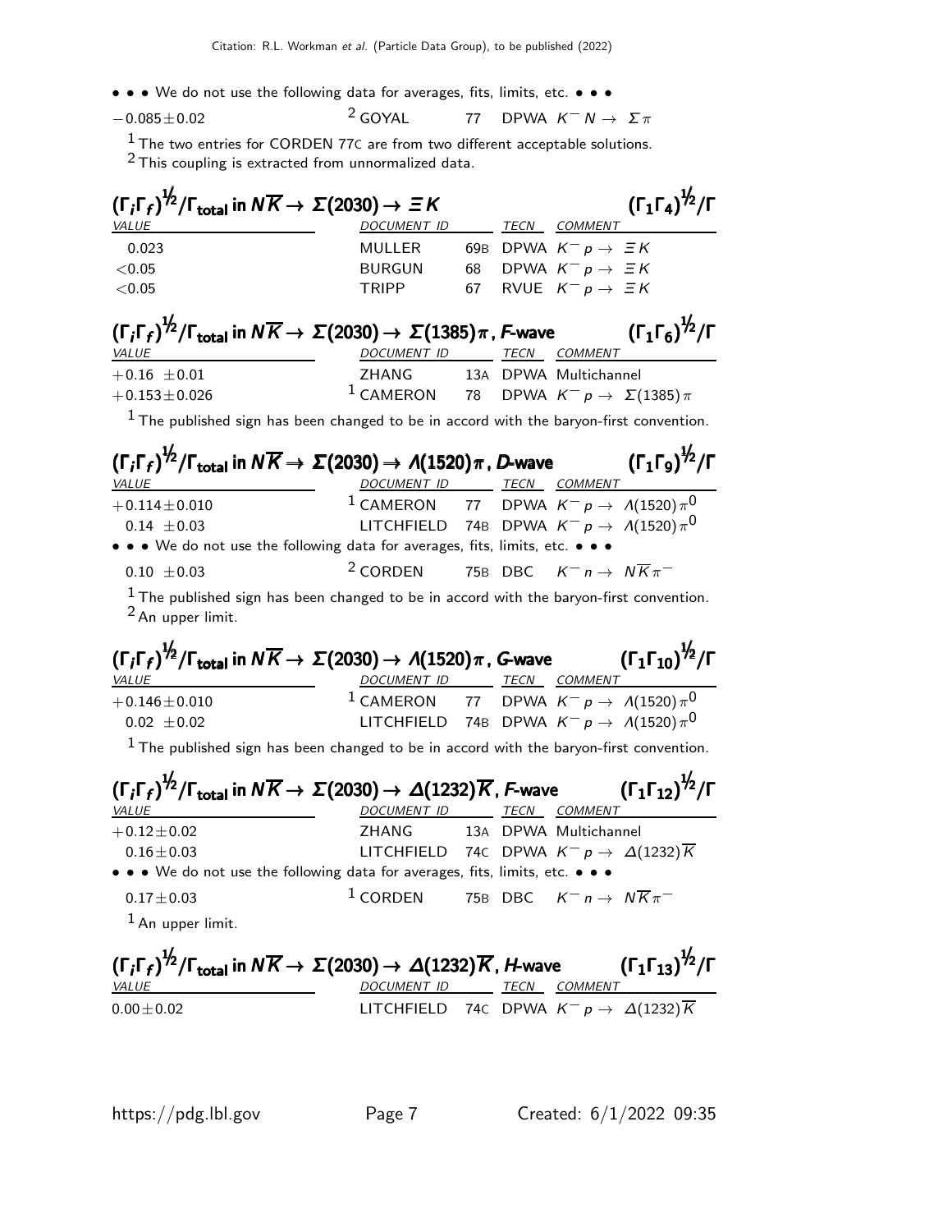• • • We do not use the following data for averages, fits, limits, etc. • • •

| VALUE | DOCUMENT ID | | TECN | COMMENT |
|---|---|---|---|---|
| $-0.085\pm0.02$ | [2] GOYAL | 77 | DPWA | $K^- N \to \Sigma\pi$ |

[1] The two entries for CORDEN 77C are from two different acceptable solutions.
[2] This coupling is extracted from unnormalized data.

### $(\Gamma_i\Gamma_f)^{1/2}/\Gamma_{total}$ in $N\overline{K} \to \Sigma(2030) \to \Xi K$ $\qquad (\Gamma_1\Gamma_4)^{1/2}/\Gamma$

| VALUE | DOCUMENT ID | | TECN | COMMENT |
|---|---|---|---|---|
| 0.023 | MULLER | 69B | DPWA | $K^- p \to \Xi K$ |
| $<0.05$ | BURGUN | 68 | DPWA | $K^- p \to \Xi K$ |
| $<0.05$ | TRIPP | 67 | RVUE | $K^- p \to \Xi K$ |

### $(\Gamma_i\Gamma_f)^{1/2}/\Gamma_{total}$ in $N\overline{K} \to \Sigma(2030) \to \Sigma(1385)\pi$, F-wave $\qquad (\Gamma_1\Gamma_6)^{1/2}/\Gamma$

| VALUE | DOCUMENT ID | | TECN | COMMENT |
|---|---|---|---|---|
| $+0.16\ \pm0.01$ | ZHANG | 13A | DPWA | Multichannel |
| $+0.153\pm0.026$ | [1] CAMERON | 78 | DPWA | $K^- p \to \Sigma(1385)\pi$ |

[1] The published sign has been changed to be in accord with the baryon-first convention.

### $(\Gamma_i\Gamma_f)^{1/2}/\Gamma_{total}$ in $N\overline{K} \to \Sigma(2030) \to \Lambda(1520)\pi$, D-wave $\qquad (\Gamma_1\Gamma_9)^{1/2}/\Gamma$

| VALUE | DOCUMENT ID | | TECN | COMMENT |
|---|---|---|---|---|
| $+0.114\pm0.010$ | [1] CAMERON | 77 | DPWA | $K^- p \to \Lambda(1520)\pi^0$ |
| $0.14\ \pm0.03$ | LITCHFIELD | 74B | DPWA | $K^- p \to \Lambda(1520)\pi^0$ |
| • • • We do not use the following data for averages, fits, limits, etc. • • • | | | | |
| $0.10\ \pm0.03$ | [2] CORDEN | 75B | DBC | $K^- n \to N\overline{K}\pi^-$ |

[1] The published sign has been changed to be in accord with the baryon-first convention.
[2] An upper limit.

### $(\Gamma_i\Gamma_f)^{1/2}/\Gamma_{total}$ in $N\overline{K} \to \Sigma(2030) \to \Lambda(1520)\pi$, G-wave $\qquad (\Gamma_1\Gamma_{10})^{1/2}/\Gamma$

| VALUE | DOCUMENT ID | | TECN | COMMENT |
|---|---|---|---|---|
| $+0.146\pm0.010$ | [1] CAMERON | 77 | DPWA | $K^- p \to \Lambda(1520)\pi^0$ |
| $0.02\ \pm0.02$ | LITCHFIELD | 74B | DPWA | $K^- p \to \Lambda(1520)\pi^0$ |

[1] The published sign has been changed to be in accord with the baryon-first convention.

### $(\Gamma_i\Gamma_f)^{1/2}/\Gamma_{total}$ in $N\overline{K} \to \Sigma(2030) \to \Delta(1232)\overline{K}$, F-wave $\qquad (\Gamma_1\Gamma_{12})^{1/2}/\Gamma$

| VALUE | DOCUMENT ID | | TECN | COMMENT |
|---|---|---|---|---|
| $+0.12\pm0.02$ | ZHANG | 13A | DPWA | Multichannel |
| $0.16\pm0.03$ | LITCHFIELD | 74C | DPWA | $K^- p \to \Delta(1232)\overline{K}$ |
| • • • We do not use the following data for averages, fits, limits, etc. • • • | | | | |
| $0.17\pm0.03$ | [1] CORDEN | 75B | DBC | $K^- n \to N\overline{K}\pi^-$ |

[1] An upper limit.

### $(\Gamma_i\Gamma_f)^{1/2}/\Gamma_{total}$ in $N\overline{K} \to \Sigma(2030) \to \Delta(1232)\overline{K}$, H-wave $\qquad (\Gamma_1\Gamma_{13})^{1/2}/\Gamma$

| VALUE | DOCUMENT ID | | TECN | COMMENT |
|---|---|---|---|---|
| $0.00\pm0.02$ | LITCHFIELD | 74C | DPWA | $K^- p \to \Delta(1232)\overline{K}$ |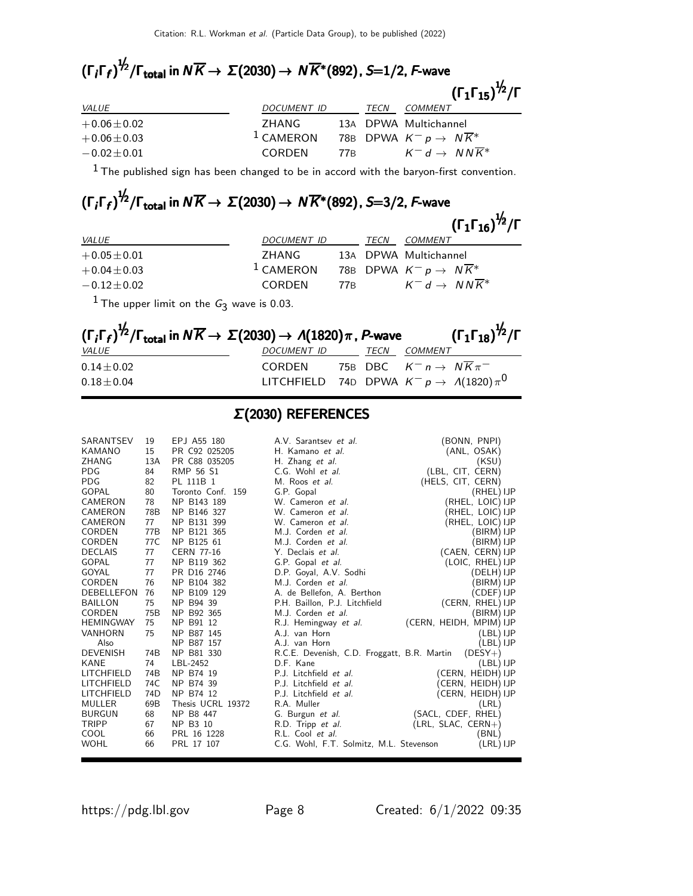## $(\Gamma_i \Gamma_f)^{1/2}/\Gamma_{\text{total}}$ in $N\overline{K} \to \Sigma(2030) \to N\overline{K}^*(892)$, $S$=1/2, $F$-wave

$(\Gamma_1 \Gamma_{15})^{1/2}/\Gamma$

| VALUE | DOCUMENT ID | | TECN | COMMENT |
|---|---|---|---|---|
| $+0.06 \pm 0.02$ | ZHANG | 13A | DPWA | Multichannel |
| $+0.06 \pm 0.03$ | [1] CAMERON | 78B | DPWA | $K^- p \to N\overline{K}^*$ |
| $-0.02 \pm 0.01$ | CORDEN | 77B | | $K^- d \to NN\overline{K}^*$ |

[1] The published sign has been changed to be in accord with the baryon-first convention.

## $(\Gamma_i \Gamma_f)^{1/2}/\Gamma_{\text{total}}$ in $N\overline{K} \to \Sigma(2030) \to N\overline{K}^*(892)$, $S$=3/2, $F$-wave

$(\Gamma_1 \Gamma_{16})^{1/2}/\Gamma$

| VALUE | DOCUMENT ID | | TECN | COMMENT |
|---|---|---|---|---|
| $+0.05 \pm 0.01$ | ZHANG | 13A | DPWA | Multichannel |
| $+0.04 \pm 0.03$ | [1] CAMERON | 78B | DPWA | $K^- p \to N\overline{K}^*$ |
| $-0.12 \pm 0.02$ | CORDEN | 77B | | $K^- d \to NN\overline{K}^*$ |

[1] The upper limit on the $G_3$ wave is 0.03.

## $(\Gamma_i \Gamma_f)^{1/2}/\Gamma_{\text{total}}$ in $N\overline{K} \to \Sigma(2030) \to \Lambda(1820)\pi$, $P$-wave

$(\Gamma_1 \Gamma_{18})^{1/2}/\Gamma$

| VALUE | DOCUMENT ID | | TECN | COMMENT |
|---|---|---|---|---|
| $0.14 \pm 0.02$ | CORDEN | 75B | DBC | $K^- n \to N\overline{K}\pi^-$ |
| $0.18 \pm 0.04$ | LITCHFIELD | 74D | DPWA | $K^- p \to \Lambda(1820)\pi^0$ |

## $\Sigma(2030)$ REFERENCES

| | | | | |
|---|---|---|---|---|
| SARANTSEV | 19 | EPJ A55 180 | A.V. Sarantsev *et al.* | (BONN, PNPI) |
| KAMANO | 15 | PR C92 025205 | H. Kamano *et al.* | (ANL, OSAK) |
| ZHANG | 13A | PR C88 035205 | H. Zhang *et al.* | (KSU) |
| PDG | 84 | RMP 56 S1 | C.G. Wohl *et al.* | (LBL, CIT, CERN) |
| PDG | 82 | PL 111B 1 | M. Roos *et al.* | (HELS, CIT, CERN) |
| GOPAL | 80 | Toronto Conf. 159 | G.P. Gopal | (RHEL) IJP |
| CAMERON | 78 | NP B143 189 | W. Cameron *et al.* | (RHEL, LOIC) IJP |
| CAMERON | 78B | NP B146 327 | W. Cameron *et al.* | (RHEL, LOIC) IJP |
| CAMERON | 77 | NP B131 399 | W. Cameron *et al.* | (RHEL, LOIC) IJP |
| CORDEN | 77B | NP B121 365 | M.J. Corden *et al.* | (BIRM) IJP |
| CORDEN | 77C | NP B125 61 | M.J. Corden *et al.* | (BIRM) IJP |
| DECLAIS | 77 | CERN 77-16 | Y. Declais *et al.* | (CAEN, CERN) IJP |
| GOPAL | 77 | NP B119 362 | G.P. Gopal *et al.* | (LOIC, RHEL) IJP |
| GOYAL | 77 | PR D16 2746 | D.P. Goyal, A.V. Sodhi | (DELH) IJP |
| CORDEN | 76 | NP B104 382 | M.J. Corden *et al.* | (BIRM) IJP |
| DEBELLEFON | 76 | NP B109 129 | A. de Bellefon, A. Berthon | (CDEF) IJP |
| BAILLON | 75 | NP B94 39 | P.H. Baillon, P.J. Litchfield | (CERN, RHEL) IJP |
| CORDEN | 75B | NP B92 365 | M.J. Corden *et al.* | (BIRM) IJP |
| HEMINGWAY | 75 | NP B91 12 | R.J. Hemingway *et al.* | (CERN, HEIDH, MPIM) IJP |
| VANHORN | 75 | NP B87 145 | A.J. van Horn | (LBL) IJP |
| Also | | NP B87 157 | A.J. van Horn | (LBL) IJP |
| DEVENISH | 74B | NP B81 330 | R.C.E. Devenish, C.D. Froggatt, B.R. Martin | (DESY+) |
| KANE | 74 | LBL-2452 | D.F. Kane | (LBL) IJP |
| LITCHFIELD | 74B | NP B74 19 | P.J. Litchfield *et al.* | (CERN, HEIDH) IJP |
| LITCHFIELD | 74C | NP B74 39 | P.J. Litchfield *et al.* | (CERN, HEIDH) IJP |
| LITCHFIELD | 74D | NP B74 12 | P.J. Litchfield *et al.* | (CERN, HEIDH) IJP |
| MULLER | 69B | Thesis UCRL 19372 | R.A. Muller | (LRL) |
| BURGUN | 68 | NP B8 447 | G. Burgun *et al.* | (SACL, CDEF, RHEL) |
| TRIPP | 67 | NP B3 10 | R.D. Tripp *et al.* | (LRL, SLAC, CERN+) |
| COOL | 66 | PRL 16 1228 | R.L. Cool *et al.* | (BNL) |
| WOHL | 66 | PRL 17 107 | C.G. Wohl, F.T. Solmitz, M.L. Stevenson | (LRL) IJP |